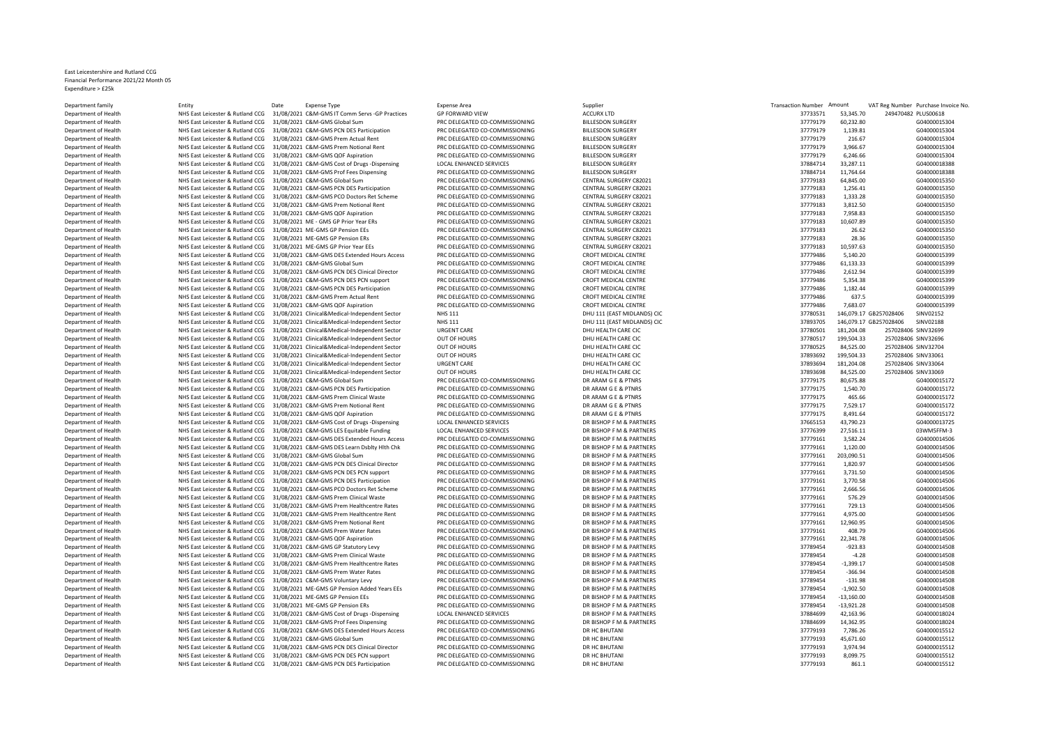East Leicestershire and Rutland CCG
Financial Performance 2021/22 Month 05
Expenditure > £25k

| Department family | Entity | Date | Expense Type | Expense Area | Supplier | Transaction Number | Amount | VAT Reg Number | Purchase Invoice No. |
|---|---|---|---|---|---|---|---|---|---|
| Department of Health | NHS East Leicester & Rutland CCG | 31/08/2021 | C&M-GMS IT Comm Servs -GP Practices | GP FORWARD VIEW | ACCURX LTD | 37733571 | 53,345.70 | 249470482 | PLUS00618 |
| Department of Health | NHS East Leicester & Rutland CCG | 31/08/2021 | C&M-GMS Global Sum | PRC DELEGATED CO-COMMISSIONING | BILLESDON SURGERY | 37779179 | 60,232.80 | | G04000015304 |
| Department of Health | NHS East Leicester & Rutland CCG | 31/08/2021 | C&M-GMS PCN DES Participation | PRC DELEGATED CO-COMMISSIONING | BILLESDON SURGERY | 37779179 | 1,139.81 | | G04000015304 |
| Department of Health | NHS East Leicester & Rutland CCG | 31/08/2021 | C&M-GMS Prem Actual Rent | PRC DELEGATED CO-COMMISSIONING | BILLESDON SURGERY | 37779179 | 216.67 | | G04000015304 |
| Department of Health | NHS East Leicester & Rutland CCG | 31/08/2021 | C&M-GMS Prem Notional Rent | PRC DELEGATED CO-COMMISSIONING | BILLESDON SURGERY | 37779179 | 3,966.67 | | G04000015304 |
| Department of Health | NHS East Leicester & Rutland CCG | 31/08/2021 | C&M-GMS QOF Aspiration | PRC DELEGATED CO-COMMISSIONING | BILLESDON SURGERY | 37779179 | 6,246.66 | | G04000015304 |
| Department of Health | NHS East Leicester & Rutland CCG | 31/08/2021 | C&M-GMS Cost of Drugs -Dispensing | LOCAL ENHANCED SERVICES | BILLESDON SURGERY | 37884714 | 33,287.11 | | G04000018388 |
| Department of Health | NHS East Leicester & Rutland CCG | 31/08/2021 | C&M-GMS Prof Fees Dispensing | PRC DELEGATED CO-COMMISSIONING | BILLESDON SURGERY | 37884714 | 11,764.64 | | G04000018388 |
| Department of Health | NHS East Leicester & Rutland CCG | 31/08/2021 | C&M-GMS Global Sum | PRC DELEGATED CO-COMMISSIONING | CENTRAL SURGERY C82021 | 37779183 | 64,845.00 | | G04000015350 |
| Department of Health | NHS East Leicester & Rutland CCG | 31/08/2021 | C&M-GMS PCN DES Participation | PRC DELEGATED CO-COMMISSIONING | CENTRAL SURGERY C82021 | 37779183 | 1,256.41 | | G04000015350 |
| Department of Health | NHS East Leicester & Rutland CCG | 31/08/2021 | C&M-GMS PCO Doctors Ret Scheme | PRC DELEGATED CO-COMMISSIONING | CENTRAL SURGERY C82021 | 37779183 | 1,333.28 | | G04000015350 |
| Department of Health | NHS East Leicester & Rutland CCG | 31/08/2021 | C&M-GMS Prem Notional Rent | PRC DELEGATED CO-COMMISSIONING | CENTRAL SURGERY C82021 | 37779183 | 3,812.50 | | G04000015350 |
| Department of Health | NHS East Leicester & Rutland CCG | 31/08/2021 | C&M-GMS QOF Aspiration | PRC DELEGATED CO-COMMISSIONING | CENTRAL SURGERY C82021 | 37779183 | 7,958.83 | | G04000015350 |
| Department of Health | NHS East Leicester & Rutland CCG | 31/08/2021 | ME - GMS GP Prior Year ERs | PRC DELEGATED CO-COMMISSIONING | CENTRAL SURGERY C82021 | 37779183 | 10,607.89 | | G04000015350 |
| Department of Health | NHS East Leicester & Rutland CCG | 31/08/2021 | ME-GMS GP Pension EEs | PRC DELEGATED CO-COMMISSIONING | CENTRAL SURGERY C82021 | 37779183 | 26.62 | | G04000015350 |
| Department of Health | NHS East Leicester & Rutland CCG | 31/08/2021 | ME-GMS GP Pension ERs | PRC DELEGATED CO-COMMISSIONING | CENTRAL SURGERY C82021 | 37779183 | 28.36 | | G04000015350 |
| Department of Health | NHS East Leicester & Rutland CCG | 31/08/2021 | ME-GMS GP Prior Year EEs | PRC DELEGATED CO-COMMISSIONING | CENTRAL SURGERY C82021 | 37779183 | 10,597.63 | | G04000015350 |
| Department of Health | NHS East Leicester & Rutland CCG | 31/08/2021 | C&M-GMS DES Extended Hours Access | PRC DELEGATED CO-COMMISSIONING | CROFT MEDICAL CENTRE | 37779486 | 5,140.20 | | G04000015399 |
| Department of Health | NHS East Leicester & Rutland CCG | 31/08/2021 | C&M-GMS Global Sum | PRC DELEGATED CO-COMMISSIONING | CROFT MEDICAL CENTRE | 37779486 | 61,133.33 | | G04000015399 |
| Department of Health | NHS East Leicester & Rutland CCG | 31/08/2021 | C&M-GMS PCN DES Clinical Director | PRC DELEGATED CO-COMMISSIONING | CROFT MEDICAL CENTRE | 37779486 | 2,612.94 | | G04000015399 |
| Department of Health | NHS East Leicester & Rutland CCG | 31/08/2021 | C&M-GMS PCN DES PCN support | PRC DELEGATED CO-COMMISSIONING | CROFT MEDICAL CENTRE | 37779486 | 5,354.38 | | G04000015399 |
| Department of Health | NHS East Leicester & Rutland CCG | 31/08/2021 | C&M-GMS PCN DES Participation | PRC DELEGATED CO-COMMISSIONING | CROFT MEDICAL CENTRE | 37779486 | 1,182.44 | | G04000015399 |
| Department of Health | NHS East Leicester & Rutland CCG | 31/08/2021 | C&M-GMS Prem Actual Rent | PRC DELEGATED CO-COMMISSIONING | CROFT MEDICAL CENTRE | 37779486 | 637.5 | | G04000015399 |
| Department of Health | NHS East Leicester & Rutland CCG | 31/08/2021 | C&M-GMS QOF Aspiration | PRC DELEGATED CO-COMMISSIONING | CROFT MEDICAL CENTRE | 37779486 | 7,683.07 | | G04000015399 |
| Department of Health | NHS East Leicester & Rutland CCG | 31/08/2021 | Clinical&Medical-Independent Sector | NHS 111 | DHU 111 (EAST MIDLANDS) CIC | 37780531 | 146,079.17 | GB257028406 | SINV02152 |
| Department of Health | NHS East Leicester & Rutland CCG | 31/08/2021 | Clinical&Medical-Independent Sector | NHS 111 | DHU 111 (EAST MIDLANDS) CIC | 37893705 | 146,079.17 | GB257028406 | SINV02188 |
| Department of Health | NHS East Leicester & Rutland CCG | 31/08/2021 | Clinical&Medical-Independent Sector | URGENT CARE | DHU HEALTH CARE CIC | 37780501 | 181,204.08 | 257028406 | SINV32699 |
| Department of Health | NHS East Leicester & Rutland CCG | 31/08/2021 | Clinical&Medical-Independent Sector | OUT OF HOURS | DHU HEALTH CARE CIC | 37780517 | 199,504.33 | 257028406 | SINV32696 |
| Department of Health | NHS East Leicester & Rutland CCG | 31/08/2021 | Clinical&Medical-Independent Sector | OUT OF HOURS | DHU HEALTH CARE CIC | 37780525 | 84,525.00 | 257028406 | SINV32704 |
| Department of Health | NHS East Leicester & Rutland CCG | 31/08/2021 | Clinical&Medical-Independent Sector | OUT OF HOURS | DHU HEALTH CARE CIC | 37893692 | 199,504.33 | 257028406 | SINV33061 |
| Department of Health | NHS East Leicester & Rutland CCG | 31/08/2021 | Clinical&Medical-Independent Sector | URGENT CARE | DHU HEALTH CARE CIC | 37893694 | 181,204.08 | 257028406 | SINV33064 |
| Department of Health | NHS East Leicester & Rutland CCG | 31/08/2021 | Clinical&Medical-Independent Sector | OUT OF HOURS | DHU HEALTH CARE CIC | 37893698 | 84,525.00 | 257028406 | SINV33069 |
| Department of Health | NHS East Leicester & Rutland CCG | 31/08/2021 | C&M-GMS Global Sum | PRC DELEGATED CO-COMMISSIONING | DR ARAM G E & PTNRS | 37779175 | 80,675.88 | | G04000015172 |
| Department of Health | NHS East Leicester & Rutland CCG | 31/08/2021 | C&M-GMS PCN DES Participation | PRC DELEGATED CO-COMMISSIONING | DR ARAM G E & PTNRS | 37779175 | 1,540.70 | | G04000015172 |
| Department of Health | NHS East Leicester & Rutland CCG | 31/08/2021 | C&M-GMS Prem Clinical Waste | PRC DELEGATED CO-COMMISSIONING | DR ARAM G E & PTNRS | 37779175 | 465.66 | | G04000015172 |
| Department of Health | NHS East Leicester & Rutland CCG | 31/08/2021 | C&M-GMS Prem Notional Rent | PRC DELEGATED CO-COMMISSIONING | DR ARAM G E & PTNRS | 37779175 | 7,529.17 | | G04000015172 |
| Department of Health | NHS East Leicester & Rutland CCG | 31/08/2021 | C&M-GMS QOF Aspiration | PRC DELEGATED CO-COMMISSIONING | DR ARAM G E & PTNRS | 37779175 | 8,491.64 | | G04000015172 |
| Department of Health | NHS East Leicester & Rutland CCG | 31/08/2021 | C&M-GMS Cost of Drugs -Dispensing | LOCAL ENHANCED SERVICES | DR BISHOP F M & PARTNERS | 37665153 | 43,790.23 | | G04000013725 |
| Department of Health | NHS East Leicester & Rutland CCG | 31/08/2021 | C&M-GMS LES Equitable Funding | LOCAL ENHANCED SERVICES | DR BISHOP F M & PARTNERS | 37776399 | 27,516.11 | | 03WMSFFM-3 |
| Department of Health | NHS East Leicester & Rutland CCG | 31/08/2021 | C&M-GMS DES Extended Hours Access | PRC DELEGATED CO-COMMISSIONING | DR BISHOP F M & PARTNERS | 37779161 | 3,582.24 | | G04000014506 |
| Department of Health | NHS East Leicester & Rutland CCG | 31/08/2021 | C&M-GMS DES Learn Dsblty Hlth Chk | PRC DELEGATED CO-COMMISSIONING | DR BISHOP F M & PARTNERS | 37779161 | 1,120.00 | | G04000014506 |
| Department of Health | NHS East Leicester & Rutland CCG | 31/08/2021 | C&M-GMS Global Sum | PRC DELEGATED CO-COMMISSIONING | DR BISHOP F M & PARTNERS | 37779161 | 203,090.51 | | G04000014506 |
| Department of Health | NHS East Leicester & Rutland CCG | 31/08/2021 | C&M-GMS PCN DES Clinical Director | PRC DELEGATED CO-COMMISSIONING | DR BISHOP F M & PARTNERS | 37779161 | 1,820.97 | | G04000014506 |
| Department of Health | NHS East Leicester & Rutland CCG | 31/08/2021 | C&M-GMS PCN DES PCN support | PRC DELEGATED CO-COMMISSIONING | DR BISHOP F M & PARTNERS | 37779161 | 3,731.50 | | G04000014506 |
| Department of Health | NHS East Leicester & Rutland CCG | 31/08/2021 | C&M-GMS PCN DES Participation | PRC DELEGATED CO-COMMISSIONING | DR BISHOP F M & PARTNERS | 37779161 | 3,770.58 | | G04000014506 |
| Department of Health | NHS East Leicester & Rutland CCG | 31/08/2021 | C&M-GMS PCO Doctors Ret Scheme | PRC DELEGATED CO-COMMISSIONING | DR BISHOP F M & PARTNERS | 37779161 | 2,666.56 | | G04000014506 |
| Department of Health | NHS East Leicester & Rutland CCG | 31/08/2021 | C&M-GMS Prem Clinical Waste | PRC DELEGATED CO-COMMISSIONING | DR BISHOP F M & PARTNERS | 37779161 | 576.29 | | G04000014506 |
| Department of Health | NHS East Leicester & Rutland CCG | 31/08/2021 | C&M-GMS Prem Healthcentre Rates | PRC DELEGATED CO-COMMISSIONING | DR BISHOP F M & PARTNERS | 37779161 | 729.13 | | G04000014506 |
| Department of Health | NHS East Leicester & Rutland CCG | 31/08/2021 | C&M-GMS Prem Healthcentre Rent | PRC DELEGATED CO-COMMISSIONING | DR BISHOP F M & PARTNERS | 37779161 | 4,975.00 | | G04000014506 |
| Department of Health | NHS East Leicester & Rutland CCG | 31/08/2021 | C&M-GMS Prem Notional Rent | PRC DELEGATED CO-COMMISSIONING | DR BISHOP F M & PARTNERS | 37779161 | 12,960.95 | | G04000014506 |
| Department of Health | NHS East Leicester & Rutland CCG | 31/08/2021 | C&M-GMS Prem Water Rates | PRC DELEGATED CO-COMMISSIONING | DR BISHOP F M & PARTNERS | 37779161 | 408.79 | | G04000014506 |
| Department of Health | NHS East Leicester & Rutland CCG | 31/08/2021 | C&M-GMS QOF Aspiration | PRC DELEGATED CO-COMMISSIONING | DR BISHOP F M & PARTNERS | 37779161 | 22,341.78 | | G04000014506 |
| Department of Health | NHS East Leicester & Rutland CCG | 31/08/2021 | C&M-GMS GP Statutory Levy | PRC DELEGATED CO-COMMISSIONING | DR BISHOP F M & PARTNERS | 37789454 | -923.83 | | G04000014508 |
| Department of Health | NHS East Leicester & Rutland CCG | 31/08/2021 | C&M-GMS Prem Clinical Waste | PRC DELEGATED CO-COMMISSIONING | DR BISHOP F M & PARTNERS | 37789454 | -4.28 | | G04000014508 |
| Department of Health | NHS East Leicester & Rutland CCG | 31/08/2021 | C&M-GMS Prem Healthcentre Rates | PRC DELEGATED CO-COMMISSIONING | DR BISHOP F M & PARTNERS | 37789454 | -1,399.17 | | G04000014508 |
| Department of Health | NHS East Leicester & Rutland CCG | 31/08/2021 | C&M-GMS Prem Water Rates | PRC DELEGATED CO-COMMISSIONING | DR BISHOP F M & PARTNERS | 37789454 | -366.94 | | G04000014508 |
| Department of Health | NHS East Leicester & Rutland CCG | 31/08/2021 | C&M-GMS Voluntary Levy | PRC DELEGATED CO-COMMISSIONING | DR BISHOP F M & PARTNERS | 37789454 | -131.98 | | G04000014508 |
| Department of Health | NHS East Leicester & Rutland CCG | 31/08/2021 | ME-GMS GP Pension Added Years EEs | PRC DELEGATED CO-COMMISSIONING | DR BISHOP F M & PARTNERS | 37789454 | -1,902.50 | | G04000014508 |
| Department of Health | NHS East Leicester & Rutland CCG | 31/08/2021 | ME-GMS GP Pension EEs | PRC DELEGATED CO-COMMISSIONING | DR BISHOP F M & PARTNERS | 37789454 | -13,160.00 | | G04000014508 |
| Department of Health | NHS East Leicester & Rutland CCG | 31/08/2021 | ME-GMS GP Pension ERs | PRC DELEGATED CO-COMMISSIONING | DR BISHOP F M & PARTNERS | 37789454 | -13,921.28 | | G04000014508 |
| Department of Health | NHS East Leicester & Rutland CCG | 31/08/2021 | C&M-GMS Cost of Drugs -Dispensing | LOCAL ENHANCED SERVICES | DR BISHOP F M & PARTNERS | 37884699 | 42,163.96 | | G04000018024 |
| Department of Health | NHS East Leicester & Rutland CCG | 31/08/2021 | C&M-GMS Prof Fees Dispensing | PRC DELEGATED CO-COMMISSIONING | DR BISHOP F M & PARTNERS | 37884699 | 14,362.95 | | G04000018024 |
| Department of Health | NHS East Leicester & Rutland CCG | 31/08/2021 | C&M-GMS DES Extended Hours Access | PRC DELEGATED CO-COMMISSIONING | DR HC BHUTANI | 37779193 | 7,786.26 | | G04000015512 |
| Department of Health | NHS East Leicester & Rutland CCG | 31/08/2021 | C&M-GMS Global Sum | PRC DELEGATED CO-COMMISSIONING | DR HC BHUTANI | 37779193 | 45,671.60 | | G04000015512 |
| Department of Health | NHS East Leicester & Rutland CCG | 31/08/2021 | C&M-GMS PCN DES Clinical Director | PRC DELEGATED CO-COMMISSIONING | DR HC BHUTANI | 37779193 | 3,974.94 | | G04000015512 |
| Department of Health | NHS East Leicester & Rutland CCG | 31/08/2021 | C&M-GMS PCN DES PCN support | PRC DELEGATED CO-COMMISSIONING | DR HC BHUTANI | 37779193 | 8,099.75 | | G04000015512 |
| Department of Health | NHS East Leicester & Rutland CCG | 31/08/2021 | C&M-GMS PCN DES Participation | PRC DELEGATED CO-COMMISSIONING | DR HC BHUTANI | 37779193 | 861.1 | | G04000015512 |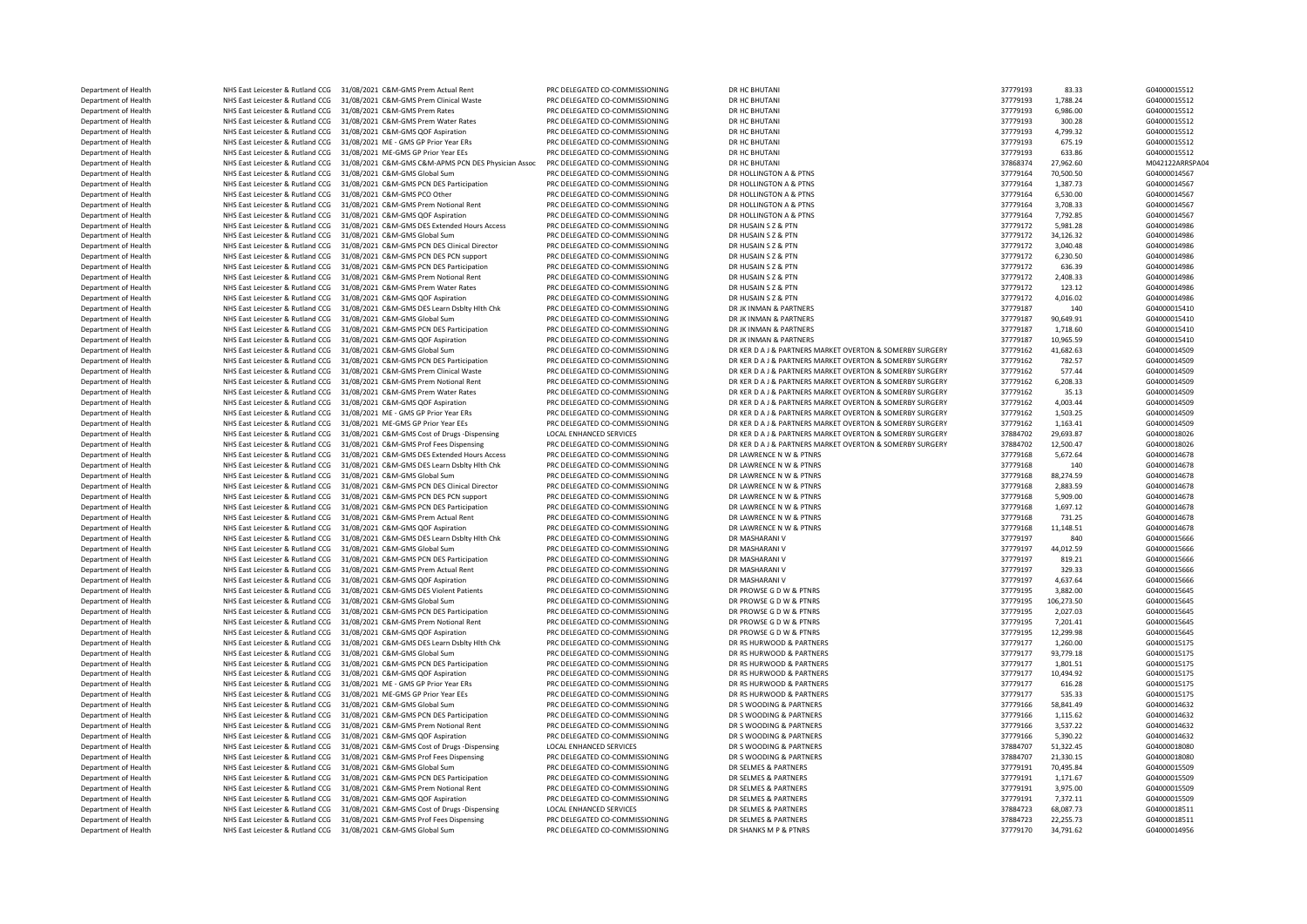| | | | | | | | |
|---|---|---|---|---|---|---|---|
| Department of Health | NHS East Leicester & Rutland CCG | 31/08/2021 C&M-GMS Prem Actual Rent | PRC DELEGATED CO-COMMISSIONING | DR HC BHUTANI | 37779193 | 83.33 | G04000015512 |
| Department of Health | NHS East Leicester & Rutland CCG | 31/08/2021 C&M-GMS Prem Clinical Waste | PRC DELEGATED CO-COMMISSIONING | DR HC BHUTANI | 37779193 | 1,788.24 | G04000015512 |
| Department of Health | NHS East Leicester & Rutland CCG | 31/08/2021 C&M-GMS Prem Rates | PRC DELEGATED CO-COMMISSIONING | DR HC BHUTANI | 37779193 | 6,986.00 | G04000015512 |
| Department of Health | NHS East Leicester & Rutland CCG | 31/08/2021 C&M-GMS Prem Water Rates | PRC DELEGATED CO-COMMISSIONING | DR HC BHUTANI | 37779193 | 300.28 | G04000015512 |
| Department of Health | NHS East Leicester & Rutland CCG | 31/08/2021 C&M-GMS QOF Aspiration | PRC DELEGATED CO-COMMISSIONING | DR HC BHUTANI | 37779193 | 4,799.32 | G04000015512 |
| Department of Health | NHS East Leicester & Rutland CCG | 31/08/2021 ME - GMS GP Prior Year ERs | PRC DELEGATED CO-COMMISSIONING | DR HC BHUTANI | 37779193 | 675.19 | G04000015512 |
| Department of Health | NHS East Leicester & Rutland CCG | 31/08/2021 ME-GMS GP Prior Year EEs | PRC DELEGATED CO-COMMISSIONING | DR HC BHUTANI | 37779193 | 633.86 | G04000015512 |
| Department of Health | NHS East Leicester & Rutland CCG | 31/08/2021 C&M-GMS C&M-APMS PCN DES Physician Assoc | PRC DELEGATED CO-COMMISSIONING | DR HC BHUTANI | 37868374 | 27,962.60 | M042122ARRSPA04 |
| Department of Health | NHS East Leicester & Rutland CCG | 31/08/2021 C&M-GMS Global Sum | PRC DELEGATED CO-COMMISSIONING | DR HOLLINGTON A & PTNS | 37779164 | 70,500.50 | G04000014567 |
| Department of Health | NHS East Leicester & Rutland CCG | 31/08/2021 C&M-GMS PCN DES Participation | PRC DELEGATED CO-COMMISSIONING | DR HOLLINGTON A & PTNS | 37779164 | 1,387.73 | G04000014567 |
| Department of Health | NHS East Leicester & Rutland CCG | 31/08/2021 C&M-GMS PCO Other | PRC DELEGATED CO-COMMISSIONING | DR HOLLINGTON A & PTNS | 37779164 | 6,530.00 | G04000014567 |
| Department of Health | NHS East Leicester & Rutland CCG | 31/08/2021 C&M-GMS Prem Notional Rent | PRC DELEGATED CO-COMMISSIONING | DR HOLLINGTON A & PTNS | 37779164 | 3,708.33 | G04000014567 |
| Department of Health | NHS East Leicester & Rutland CCG | 31/08/2021 C&M-GMS QOF Aspiration | PRC DELEGATED CO-COMMISSIONING | DR HOLLINGTON A & PTNS | 37779164 | 7,792.85 | G04000014567 |
| Department of Health | NHS East Leicester & Rutland CCG | 31/08/2021 C&M-GMS DES Extended Hours Access | PRC DELEGATED CO-COMMISSIONING | DR HUSAIN S Z & PTN | 37779172 | 5,981.28 | G04000014986 |
| Department of Health | NHS East Leicester & Rutland CCG | 31/08/2021 C&M-GMS Global Sum | PRC DELEGATED CO-COMMISSIONING | DR HUSAIN S Z & PTN | 37779172 | 34,126.32 | G04000014986 |
| Department of Health | NHS East Leicester & Rutland CCG | 31/08/2021 C&M-GMS PCN DES Clinical Director | PRC DELEGATED CO-COMMISSIONING | DR HUSAIN S Z & PTN | 37779172 | 3,040.48 | G04000014986 |
| Department of Health | NHS East Leicester & Rutland CCG | 31/08/2021 C&M-GMS PCN DES PCN support | PRC DELEGATED CO-COMMISSIONING | DR HUSAIN S Z & PTN | 37779172 | 6,230.50 | G04000014986 |
| Department of Health | NHS East Leicester & Rutland CCG | 31/08/2021 C&M-GMS PCN DES Participation | PRC DELEGATED CO-COMMISSIONING | DR HUSAIN S Z & PTN | 37779172 | 636.39 | G04000014986 |
| Department of Health | NHS East Leicester & Rutland CCG | 31/08/2021 C&M-GMS Prem Notional Rent | PRC DELEGATED CO-COMMISSIONING | DR HUSAIN S Z & PTN | 37779172 | 2,408.33 | G04000014986 |
| Department of Health | NHS East Leicester & Rutland CCG | 31/08/2021 C&M-GMS Prem Water Rates | PRC DELEGATED CO-COMMISSIONING | DR HUSAIN S Z & PTN | 37779172 | 123.12 | G04000014986 |
| Department of Health | NHS East Leicester & Rutland CCG | 31/08/2021 C&M-GMS QOF Aspiration | PRC DELEGATED CO-COMMISSIONING | DR HUSAIN S Z & PTN | 37779172 | 4,016.02 | G04000014986 |
| Department of Health | NHS East Leicester & Rutland CCG | 31/08/2021 C&M-GMS DES Learn Dsblty Hlth Chk | PRC DELEGATED CO-COMMISSIONING | DR JK INMAN & PARTNERS | 37779187 | 140 | G04000015410 |
| Department of Health | NHS East Leicester & Rutland CCG | 31/08/2021 C&M-GMS Global Sum | PRC DELEGATED CO-COMMISSIONING | DR JK INMAN & PARTNERS | 37779187 | 90,649.91 | G04000015410 |
| Department of Health | NHS East Leicester & Rutland CCG | 31/08/2021 C&M-GMS PCN DES Participation | PRC DELEGATED CO-COMMISSIONING | DR JK INMAN & PARTNERS | 37779187 | 1,718.60 | G04000015410 |
| Department of Health | NHS East Leicester & Rutland CCG | 31/08/2021 C&M-GMS QOF Aspiration | PRC DELEGATED CO-COMMISSIONING | DR JK INMAN & PARTNERS | 37779187 | 10,965.59 | G04000015410 |
| Department of Health | NHS East Leicester & Rutland CCG | 31/08/2021 C&M-GMS Global Sum | PRC DELEGATED CO-COMMISSIONING | DR KER D A J & PARTNERS MARKET OVERTON & SOMERBY SURGERY | 37779162 | 41,682.63 | G04000014509 |
| Department of Health | NHS East Leicester & Rutland CCG | 31/08/2021 C&M-GMS PCN DES Participation | PRC DELEGATED CO-COMMISSIONING | DR KER D A J & PARTNERS MARKET OVERTON & SOMERBY SURGERY | 37779162 | 782.57 | G04000014509 |
| Department of Health | NHS East Leicester & Rutland CCG | 31/08/2021 C&M-GMS Prem Clinical Waste | PRC DELEGATED CO-COMMISSIONING | DR KER D A J & PARTNERS MARKET OVERTON & SOMERBY SURGERY | 37779162 | 577.44 | G04000014509 |
| Department of Health | NHS East Leicester & Rutland CCG | 31/08/2021 C&M-GMS Prem Notional Rent | PRC DELEGATED CO-COMMISSIONING | DR KER D A J & PARTNERS MARKET OVERTON & SOMERBY SURGERY | 37779162 | 6,208.33 | G04000014509 |
| Department of Health | NHS East Leicester & Rutland CCG | 31/08/2021 C&M-GMS Prem Water Rates | PRC DELEGATED CO-COMMISSIONING | DR KER D A J & PARTNERS MARKET OVERTON & SOMERBY SURGERY | 37779162 | 35.13 | G04000014509 |
| Department of Health | NHS East Leicester & Rutland CCG | 31/08/2021 C&M-GMS QOF Aspiration | PRC DELEGATED CO-COMMISSIONING | DR KER D A J & PARTNERS MARKET OVERTON & SOMERBY SURGERY | 37779162 | 4,003.44 | G04000014509 |
| Department of Health | NHS East Leicester & Rutland CCG | 31/08/2021 ME - GMS GP Prior Year ERs | PRC DELEGATED CO-COMMISSIONING | DR KER D A J & PARTNERS MARKET OVERTON & SOMERBY SURGERY | 37779162 | 1,503.25 | G04000014509 |
| Department of Health | NHS East Leicester & Rutland CCG | 31/08/2021 ME-GMS GP Prior Year EEs | PRC DELEGATED CO-COMMISSIONING | DR KER D A J & PARTNERS MARKET OVERTON & SOMERBY SURGERY | 37779162 | 1,163.41 | G04000014509 |
| Department of Health | NHS East Leicester & Rutland CCG | 31/08/2021 C&M-GMS Cost of Drugs -Dispensing | LOCAL ENHANCED SERVICES | DR KER D A J & PARTNERS MARKET OVERTON & SOMERBY SURGERY | 37884702 | 29,693.87 | G04000018026 |
| Department of Health | NHS East Leicester & Rutland CCG | 31/08/2021 C&M-GMS Prof Fees Dispensing | PRC DELEGATED CO-COMMISSIONING | DR KER D A J & PARTNERS MARKET OVERTON & SOMERBY SURGERY | 37884702 | 12,500.47 | G04000018026 |
| Department of Health | NHS East Leicester & Rutland CCG | 31/08/2021 C&M-GMS DES Extended Hours Access | PRC DELEGATED CO-COMMISSIONING | DR LAWRENCE N W & PTNRS | 37779168 | 5,672.64 | G04000014678 |
| Department of Health | NHS East Leicester & Rutland CCG | 31/08/2021 C&M-GMS DES Learn Dsblty Hlth Chk | PRC DELEGATED CO-COMMISSIONING | DR LAWRENCE N W & PTNRS | 37779168 | 140 | G04000014678 |
| Department of Health | NHS East Leicester & Rutland CCG | 31/08/2021 C&M-GMS Global Sum | PRC DELEGATED CO-COMMISSIONING | DR LAWRENCE N W & PTNRS | 37779168 | 88,274.59 | G04000014678 |
| Department of Health | NHS East Leicester & Rutland CCG | 31/08/2021 C&M-GMS PCN DES Clinical Director | PRC DELEGATED CO-COMMISSIONING | DR LAWRENCE N W & PTNRS | 37779168 | 2,883.59 | G04000014678 |
| Department of Health | NHS East Leicester & Rutland CCG | 31/08/2021 C&M-GMS PCN DES PCN support | PRC DELEGATED CO-COMMISSIONING | DR LAWRENCE N W & PTNRS | 37779168 | 5,909.00 | G04000014678 |
| Department of Health | NHS East Leicester & Rutland CCG | 31/08/2021 C&M-GMS PCN DES Participation | PRC DELEGATED CO-COMMISSIONING | DR LAWRENCE N W & PTNRS | 37779168 | 1,697.12 | G04000014678 |
| Department of Health | NHS East Leicester & Rutland CCG | 31/08/2021 C&M-GMS Prem Actual Rent | PRC DELEGATED CO-COMMISSIONING | DR LAWRENCE N W & PTNRS | 37779168 | 731.25 | G04000014678 |
| Department of Health | NHS East Leicester & Rutland CCG | 31/08/2021 C&M-GMS QOF Aspiration | PRC DELEGATED CO-COMMISSIONING | DR LAWRENCE N W & PTNRS | 37779168 | 11,148.51 | G04000014678 |
| Department of Health | NHS East Leicester & Rutland CCG | 31/08/2021 C&M-GMS DES Learn Dsblty Hlth Chk | PRC DELEGATED CO-COMMISSIONING | DR MASHARANI V | 37779197 | 840 | G04000015666 |
| Department of Health | NHS East Leicester & Rutland CCG | 31/08/2021 C&M-GMS Global Sum | PRC DELEGATED CO-COMMISSIONING | DR MASHARANI V | 37779197 | 44,012.59 | G04000015666 |
| Department of Health | NHS East Leicester & Rutland CCG | 31/08/2021 C&M-GMS PCN DES Participation | PRC DELEGATED CO-COMMISSIONING | DR MASHARANI V | 37779197 | 819.21 | G04000015666 |
| Department of Health | NHS East Leicester & Rutland CCG | 31/08/2021 C&M-GMS Prem Actual Rent | PRC DELEGATED CO-COMMISSIONING | DR MASHARANI V | 37779197 | 329.33 | G04000015666 |
| Department of Health | NHS East Leicester & Rutland CCG | 31/08/2021 C&M-GMS QOF Aspiration | PRC DELEGATED CO-COMMISSIONING | DR MASHARANI V | 37779197 | 4,637.64 | G04000015666 |
| Department of Health | NHS East Leicester & Rutland CCG | 31/08/2021 C&M-GMS DES Violent Patients | PRC DELEGATED CO-COMMISSIONING | DR PROWSE G D W & PTNRS | 37779195 | 3,882.00 | G04000015645 |
| Department of Health | NHS East Leicester & Rutland CCG | 31/08/2021 C&M-GMS Global Sum | PRC DELEGATED CO-COMMISSIONING | DR PROWSE G D W & PTNRS | 37779195 | 106,273.50 | G04000015645 |
| Department of Health | NHS East Leicester & Rutland CCG | 31/08/2021 C&M-GMS PCN DES Participation | PRC DELEGATED CO-COMMISSIONING | DR PROWSE G D W & PTNRS | 37779195 | 2,027.03 | G04000015645 |
| Department of Health | NHS East Leicester & Rutland CCG | 31/08/2021 C&M-GMS Prem Notional Rent | PRC DELEGATED CO-COMMISSIONING | DR PROWSE G D W & PTNRS | 37779195 | 7,201.41 | G04000015645 |
| Department of Health | NHS East Leicester & Rutland CCG | 31/08/2021 C&M-GMS QOF Aspiration | PRC DELEGATED CO-COMMISSIONING | DR PROWSE G D W & PTNRS | 37779195 | 12,299.98 | G04000015645 |
| Department of Health | NHS East Leicester & Rutland CCG | 31/08/2021 C&M-GMS DES Learn Dsblty Hlth Chk | PRC DELEGATED CO-COMMISSIONING | DR RS HURWOOD & PARTNERS | 37779177 | 1,260.00 | G04000015175 |
| Department of Health | NHS East Leicester & Rutland CCG | 31/08/2021 C&M-GMS Global Sum | PRC DELEGATED CO-COMMISSIONING | DR RS HURWOOD & PARTNERS | 37779177 | 93,779.18 | G04000015175 |
| Department of Health | NHS East Leicester & Rutland CCG | 31/08/2021 C&M-GMS PCN DES Participation | PRC DELEGATED CO-COMMISSIONING | DR RS HURWOOD & PARTNERS | 37779177 | 1,801.51 | G04000015175 |
| Department of Health | NHS East Leicester & Rutland CCG | 31/08/2021 C&M-GMS QOF Aspiration | PRC DELEGATED CO-COMMISSIONING | DR RS HURWOOD & PARTNERS | 37779177 | 10,494.92 | G04000015175 |
| Department of Health | NHS East Leicester & Rutland CCG | 31/08/2021 ME - GMS GP Prior Year ERs | PRC DELEGATED CO-COMMISSIONING | DR RS HURWOOD & PARTNERS | 37779177 | 616.28 | G04000015175 |
| Department of Health | NHS East Leicester & Rutland CCG | 31/08/2021 ME-GMS GP Prior Year EEs | PRC DELEGATED CO-COMMISSIONING | DR RS HURWOOD & PARTNERS | 37779177 | 535.33 | G04000015175 |
| Department of Health | NHS East Leicester & Rutland CCG | 31/08/2021 C&M-GMS Global Sum | PRC DELEGATED CO-COMMISSIONING | DR S WOODING & PARTNERS | 37779166 | 58,841.49 | G04000014632 |
| Department of Health | NHS East Leicester & Rutland CCG | 31/08/2021 C&M-GMS PCN DES Participation | PRC DELEGATED CO-COMMISSIONING | DR S WOODING & PARTNERS | 37779166 | 1,115.62 | G04000014632 |
| Department of Health | NHS East Leicester & Rutland CCG | 31/08/2021 C&M-GMS Prem Notional Rent | PRC DELEGATED CO-COMMISSIONING | DR S WOODING & PARTNERS | 37779166 | 3,537.22 | G04000014632 |
| Department of Health | NHS East Leicester & Rutland CCG | 31/08/2021 C&M-GMS QOF Aspiration | PRC DELEGATED CO-COMMISSIONING | DR S WOODING & PARTNERS | 37779166 | 5,390.22 | G04000014632 |
| Department of Health | NHS East Leicester & Rutland CCG | 31/08/2021 C&M-GMS Cost of Drugs -Dispensing | LOCAL ENHANCED SERVICES | DR S WOODING & PARTNERS | 37884707 | 51,322.45 | G04000018080 |
| Department of Health | NHS East Leicester & Rutland CCG | 31/08/2021 C&M-GMS Prof Fees Dispensing | PRC DELEGATED CO-COMMISSIONING | DR S WOODING & PARTNERS | 37884707 | 21,330.15 | G04000018080 |
| Department of Health | NHS East Leicester & Rutland CCG | 31/08/2021 C&M-GMS Global Sum | PRC DELEGATED CO-COMMISSIONING | DR SELMES & PARTNERS | 37779191 | 70,495.84 | G04000015509 |
| Department of Health | NHS East Leicester & Rutland CCG | 31/08/2021 C&M-GMS PCN DES Participation | PRC DELEGATED CO-COMMISSIONING | DR SELMES & PARTNERS | 37779191 | 1,171.67 | G04000015509 |
| Department of Health | NHS East Leicester & Rutland CCG | 31/08/2021 C&M-GMS Prem Notional Rent | PRC DELEGATED CO-COMMISSIONING | DR SELMES & PARTNERS | 37779191 | 3,975.00 | G04000015509 |
| Department of Health | NHS East Leicester & Rutland CCG | 31/08/2021 C&M-GMS QOF Aspiration | PRC DELEGATED CO-COMMISSIONING | DR SELMES & PARTNERS | 37779191 | 7,372.11 | G04000015509 |
| Department of Health | NHS East Leicester & Rutland CCG | 31/08/2021 C&M-GMS Cost of Drugs -Dispensing | LOCAL ENHANCED SERVICES | DR SELMES & PARTNERS | 37884723 | 68,087.73 | G04000018511 |
| Department of Health | NHS East Leicester & Rutland CCG | 31/08/2021 C&M-GMS Prof Fees Dispensing | PRC DELEGATED CO-COMMISSIONING | DR SELMES & PARTNERS | 37884723 | 22,255.73 | G04000018511 |
| Department of Health | NHS East Leicester & Rutland CCG | 31/08/2021 C&M-GMS Global Sum | PRC DELEGATED CO-COMMISSIONING | DR SHANKS M P & PTNRS | 37779170 | 34,791.62 | G04000014956 |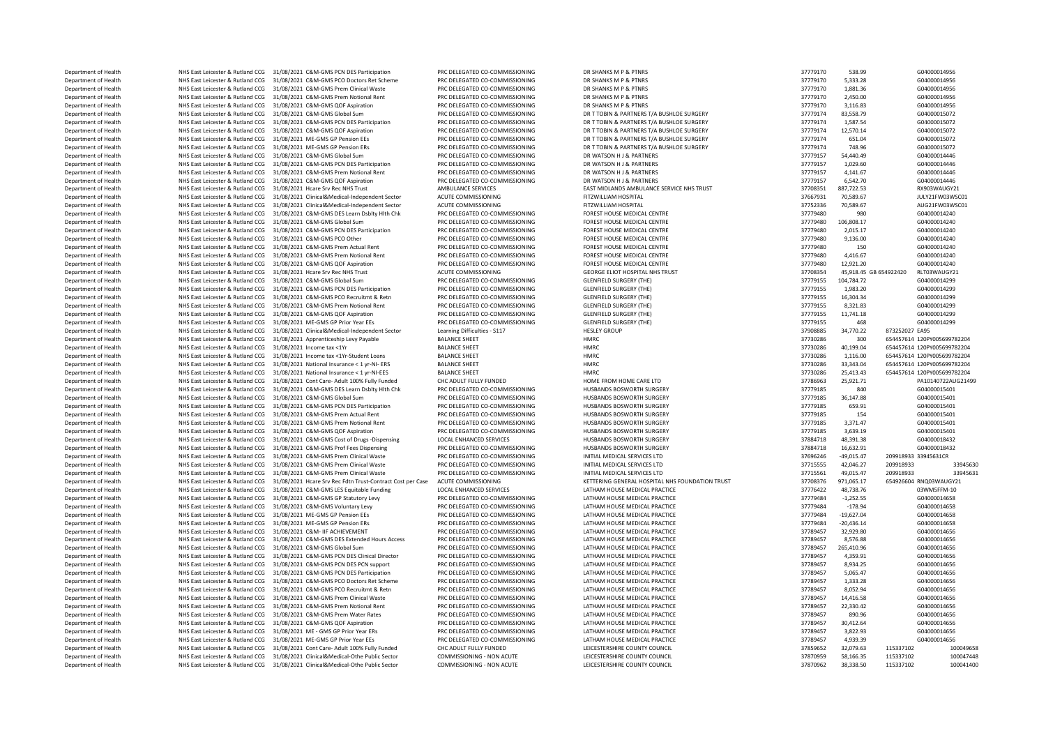| Department of Health | NHS East Leicester & Rutland CCG | 31/08/2021 | C&M-GMS PCN DES Participation | PRC DELEGATED CO-COMMISSIONING | DR SHANKS M P & PTNRS | 37779170 | 538.99 | | G04000014956 |
|---|---|---|---|---|---|---|---|---|---|
| Department of Health | NHS East Leicester & Rutland CCG | 31/08/2021 | C&M-GMS PCO Doctors Ret Scheme | PRC DELEGATED CO-COMMISSIONING | DR SHANKS M P & PTNRS | 37779170 | 5,333.28 | | G04000014956 |
| Department of Health | NHS East Leicester & Rutland CCG | 31/08/2021 | C&M-GMS Prem Clinical Waste | PRC DELEGATED CO-COMMISSIONING | DR SHANKS M P & PTNRS | 37779170 | 1,881.36 | | G04000014956 |
| Department of Health | NHS East Leicester & Rutland CCG | 31/08/2021 | C&M-GMS Prem Notional Rent | PRC DELEGATED CO-COMMISSIONING | DR SHANKS M P & PTNRS | 37779170 | 2,450.00 | | G04000014956 |
| Department of Health | NHS East Leicester & Rutland CCG | 31/08/2021 | C&M-GMS QOF Aspiration | PRC DELEGATED CO-COMMISSIONING | DR SHANKS M P & PTNRS | 37779170 | 3,116.83 | | G04000014956 |
| Department of Health | NHS East Leicester & Rutland CCG | 31/08/2021 | C&M-GMS Global Sum | PRC DELEGATED CO-COMMISSIONING | DR T TOBIN & PARTNERS T/A BUSHLOE SURGERY | 37779174 | 83,558.79 | | G04000015072 |
| Department of Health | NHS East Leicester & Rutland CCG | 31/08/2021 | C&M-GMS PCN DES Participation | PRC DELEGATED CO-COMMISSIONING | DR T TOBIN & PARTNERS T/A BUSHLOE SURGERY | 37779174 | 1,587.54 | | G04000015072 |
| Department of Health | NHS East Leicester & Rutland CCG | 31/08/2021 | C&M-GMS QOF Aspiration | PRC DELEGATED CO-COMMISSIONING | DR T TOBIN & PARTNERS T/A BUSHLOE SURGERY | 37779174 | 12,570.14 | | G04000015072 |
| Department of Health | NHS East Leicester & Rutland CCG | 31/08/2021 | ME-GMS GP Pension EEs | PRC DELEGATED CO-COMMISSIONING | DR T TOBIN & PARTNERS T/A BUSHLOE SURGERY | 37779174 | 651.04 | | G04000015072 |
| Department of Health | NHS East Leicester & Rutland CCG | 31/08/2021 | ME-GMS GP Pension ERs | PRC DELEGATED CO-COMMISSIONING | DR T TOBIN & PARTNERS T/A BUSHLOE SURGERY | 37779174 | 748.96 | | G04000015072 |
| Department of Health | NHS East Leicester & Rutland CCG | 31/08/2021 | C&M-GMS Global Sum | PRC DELEGATED CO-COMMISSIONING | DR WATSON H J & PARTNERS | 37779157 | 54,440.49 | | G04000014446 |
| Department of Health | NHS East Leicester & Rutland CCG | 31/08/2021 | C&M-GMS PCN DES Participation | PRC DELEGATED CO-COMMISSIONING | DR WATSON H J & PARTNERS | 37779157 | 1,029.60 | | G04000014446 |
| Department of Health | NHS East Leicester & Rutland CCG | 31/08/2021 | C&M-GMS Prem Notional Rent | PRC DELEGATED CO-COMMISSIONING | DR WATSON H J & PARTNERS | 37779157 | 4,141.67 | | G04000014446 |
| Department of Health | NHS East Leicester & Rutland CCG | 31/08/2021 | C&M-GMS QOF Aspiration | PRC DELEGATED CO-COMMISSIONING | DR WATSON H J & PARTNERS | 37779157 | 6,542.70 | | G04000014446 |
| Department of Health | NHS East Leicester & Rutland CCG | 31/08/2021 | Hcare Srv Rec NHS Trust | AMBULANCE SERVICES | EAST MIDLANDS AMBULANCE SERVICE NHS TRUST | 37708351 | 887,722.53 | | RX903WAUGY21 |
| Department of Health | NHS East Leicester & Rutland CCG | 31/08/2021 | Clinical&Medical-Independent Sector | ACUTE COMMISSIONING | FITZWILLIAM HOSPITAL | 37667931 | 70,589.67 | | JULY21FW03WSC01 |
| Department of Health | NHS East Leicester & Rutland CCG | 31/08/2021 | Clinical&Medical-Independent Sector | ACUTE COMMISSIONING | FITZWILLIAM HOSPITAL | 37752336 | 70,589.67 | | AUG21FW03WSC01 |
| Department of Health | NHS East Leicester & Rutland CCG | 31/08/2021 | C&M-GMS DES Learn Dsblty Hlth Chk | PRC DELEGATED CO-COMMISSIONING | FOREST HOUSE MEDICAL CENTRE | 37779480 | 980 | | G04000014240 |
| Department of Health | NHS East Leicester & Rutland CCG | 31/08/2021 | C&M-GMS Global Sum | PRC DELEGATED CO-COMMISSIONING | FOREST HOUSE MEDICAL CENTRE | 37779480 | 106,808.17 | | G04000014240 |
| Department of Health | NHS East Leicester & Rutland CCG | 31/08/2021 | C&M-GMS PCN DES Participation | PRC DELEGATED CO-COMMISSIONING | FOREST HOUSE MEDICAL CENTRE | 37779480 | 2,015.17 | | G04000014240 |
| Department of Health | NHS East Leicester & Rutland CCG | 31/08/2021 | C&M-GMS PCO Other | PRC DELEGATED CO-COMMISSIONING | FOREST HOUSE MEDICAL CENTRE | 37779480 | 9,136.00 | | G04000014240 |
| Department of Health | NHS East Leicester & Rutland CCG | 31/08/2021 | C&M-GMS Prem Actual Rent | PRC DELEGATED CO-COMMISSIONING | FOREST HOUSE MEDICAL CENTRE | 37779480 | 150 | | G04000014240 |
| Department of Health | NHS East Leicester & Rutland CCG | 31/08/2021 | C&M-GMS Prem Notional Rent | PRC DELEGATED CO-COMMISSIONING | FOREST HOUSE MEDICAL CENTRE | 37779480 | 4,416.67 | | G04000014240 |
| Department of Health | NHS East Leicester & Rutland CCG | 31/08/2021 | C&M-GMS QOF Aspiration | PRC DELEGATED CO-COMMISSIONING | FOREST HOUSE MEDICAL CENTRE | 37779480 | 12,921.20 | | G04000014240 |
| Department of Health | NHS East Leicester & Rutland CCG | 31/08/2021 | Hcare Srv Rec NHS Trust | ACUTE COMMISSIONING | GEORGE ELIOT HOSPITAL NHS TRUST | 37708354 | 45,918.45 | GB 654922420 | RLT03WAUGY21 |
| Department of Health | NHS East Leicester & Rutland CCG | 31/08/2021 | C&M-GMS Global Sum | PRC DELEGATED CO-COMMISSIONING | GLENFIELD SURGERY (THE) | 37779155 | 104,784.72 | | G04000014299 |
| Department of Health | NHS East Leicester & Rutland CCG | 31/08/2021 | C&M-GMS PCN DES Participation | PRC DELEGATED CO-COMMISSIONING | GLENFIELD SURGERY (THE) | 37779155 | 1,983.20 | | G04000014299 |
| Department of Health | NHS East Leicester & Rutland CCG | 31/08/2021 | C&M-GMS PCO Recruitmt & Retn | PRC DELEGATED CO-COMMISSIONING | GLENFIELD SURGERY (THE) | 37779155 | 16,304.34 | | G04000014299 |
| Department of Health | NHS East Leicester & Rutland CCG | 31/08/2021 | C&M-GMS Prem Notional Rent | PRC DELEGATED CO-COMMISSIONING | GLENFIELD SURGERY (THE) | 37779155 | 8,321.83 | | G04000014299 |
| Department of Health | NHS East Leicester & Rutland CCG | 31/08/2021 | C&M-GMS QOF Aspiration | PRC DELEGATED CO-COMMISSIONING | GLENFIELD SURGERY (THE) | 37779155 | 11,741.18 | | G04000014299 |
| Department of Health | NHS East Leicester & Rutland CCG | 31/08/2021 | ME-GMS GP Prior Year EEs | PRC DELEGATED CO-COMMISSIONING | GLENFIELD SURGERY (THE) | 37779155 | 468 | | G04000014299 |
| Department of Health | NHS East Leicester & Rutland CCG | 31/08/2021 | Clinical&Medical-Independent Sector | Learning Difficulties - S117 | HESLEY GROUP | 37908885 | 34,770.22 | 873252027 | EA95 |
| Department of Health | NHS East Leicester & Rutland CCG | 31/08/2021 | Apprenticeship Levy Payable | BALANCE SHEET | HMRC | 37730286 | 300 | 654457614 | 120PY005699782204 |
| Department of Health | NHS East Leicester & Rutland CCG | 31/08/2021 | Income tax <1Yr | BALANCE SHEET | HMRC | 37730286 | 40,199.04 | 654457614 | 120PY005699782204 |
| Department of Health | NHS East Leicester & Rutland CCG | 31/08/2021 | Income tax <1Yr-Student Loans | BALANCE SHEET | HMRC | 37730286 | 1,116.00 | 654457614 | 120PY005699782204 |
| Department of Health | NHS East Leicester & Rutland CCG | 31/08/2021 | National Insurance < 1 yr-NI- ERS | BALANCE SHEET | HMRC | 37730286 | 33,343.04 | 654457614 | 120PY005699782204 |
| Department of Health | NHS East Leicester & Rutland CCG | 31/08/2021 | National Insurance < 1 yr-NI-EES | BALANCE SHEET | HMRC | 37730286 | 25,413.43 | 654457614 | 120PY005699782204 |
| Department of Health | NHS East Leicester & Rutland CCG | 31/08/2021 | Cont Care- Adult 100% Fully Funded | CHC ADULT FULLY FUNDED | HOME FROM HOME CARE LTD | 37786963 | 25,921.71 | | PA10140722AUG21499 |
| Department of Health | NHS East Leicester & Rutland CCG | 31/08/2021 | C&M-GMS DES Learn Dsblty Hlth Chk | PRC DELEGATED CO-COMMISSIONING | HUSBANDS BOSWORTH SURGERY | 37779185 | 840 | | G04000015401 |
| Department of Health | NHS East Leicester & Rutland CCG | 31/08/2021 | C&M-GMS Global Sum | PRC DELEGATED CO-COMMISSIONING | HUSBANDS BOSWORTH SURGERY | 37779185 | 36,147.88 | | G04000015401 |
| Department of Health | NHS East Leicester & Rutland CCG | 31/08/2021 | C&M-GMS PCN DES Participation | PRC DELEGATED CO-COMMISSIONING | HUSBANDS BOSWORTH SURGERY | 37779185 | 659.91 | | G04000015401 |
| Department of Health | NHS East Leicester & Rutland CCG | 31/08/2021 | C&M-GMS Prem Actual Rent | PRC DELEGATED CO-COMMISSIONING | HUSBANDS BOSWORTH SURGERY | 37779185 | 154 | | G04000015401 |
| Department of Health | NHS East Leicester & Rutland CCG | 31/08/2021 | C&M-GMS Prem Notional Rent | PRC DELEGATED CO-COMMISSIONING | HUSBANDS BOSWORTH SURGERY | 37779185 | 3,371.47 | | G04000015401 |
| Department of Health | NHS East Leicester & Rutland CCG | 31/08/2021 | C&M-GMS QOF Aspiration | PRC DELEGATED CO-COMMISSIONING | HUSBANDS BOSWORTH SURGERY | 37779185 | 3,639.19 | | G04000015401 |
| Department of Health | NHS East Leicester & Rutland CCG | 31/08/2021 | C&M-GMS Cost of Drugs -Dispensing | LOCAL ENHANCED SERVICES | HUSBANDS BOSWORTH SURGERY | 37884718 | 48,391.38 | | G04000018432 |
| Department of Health | NHS East Leicester & Rutland CCG | 31/08/2021 | C&M-GMS Prof Fees Dispensing | PRC DELEGATED CO-COMMISSIONING | HUSBANDS BOSWORTH SURGERY | 37884718 | 16,632.91 | | G04000018432 |
| Department of Health | NHS East Leicester & Rutland CCG | 31/08/2021 | C&M-GMS Prem Clinical Waste | PRC DELEGATED CO-COMMISSIONING | INITIAL MEDICAL SERVICES LTD | 37696246 | -49,015.47 | 209918933 | 33945631CR |
| Department of Health | NHS East Leicester & Rutland CCG | 31/08/2021 | C&M-GMS Prem Clinical Waste | PRC DELEGATED CO-COMMISSIONING | INITIAL MEDICAL SERVICES LTD | 37715555 | 42,046.27 | 209918933 | 33945630 |
| Department of Health | NHS East Leicester & Rutland CCG | 31/08/2021 | C&M-GMS Prem Clinical Waste | PRC DELEGATED CO-COMMISSIONING | INITIAL MEDICAL SERVICES LTD | 37715561 | 49,015.47 | 209918933 | 33945631 |
| Department of Health | NHS East Leicester & Rutland CCG | 31/08/2021 | Hcare Srv Rec Fdtn Trust-Contract Cost per Case | ACUTE COMMISSIONING | KETTERING GENERAL HOSPITAL NHS FOUNDATION TRUST | 37708376 | 971,065.17 | 654926604 | RNQ03WAUGY21 |
| Department of Health | NHS East Leicester & Rutland CCG | 31/08/2021 | C&M-GMS LES Equitable Funding | LOCAL ENHANCED SERVICES | LATHAM HOUSE MEDICAL PRACTICE | 37776422 | 48,738.76 | | 03WMSFFM-10 |
| Department of Health | NHS East Leicester & Rutland CCG | 31/08/2021 | C&M-GMS GP Statutory Levy | PRC DELEGATED CO-COMMISSIONING | LATHAM HOUSE MEDICAL PRACTICE | 37779484 | -1,252.55 | | G04000014658 |
| Department of Health | NHS East Leicester & Rutland CCG | 31/08/2021 | C&M-GMS Voluntary Levy | PRC DELEGATED CO-COMMISSIONING | LATHAM HOUSE MEDICAL PRACTICE | 37779484 | -178.94 | | G04000014658 |
| Department of Health | NHS East Leicester & Rutland CCG | 31/08/2021 | ME-GMS GP Pension EEs | PRC DELEGATED CO-COMMISSIONING | LATHAM HOUSE MEDICAL PRACTICE | 37779484 | -19,627.04 | | G04000014658 |
| Department of Health | NHS East Leicester & Rutland CCG | 31/08/2021 | ME-GMS GP Pension ERs | PRC DELEGATED CO-COMMISSIONING | LATHAM HOUSE MEDICAL PRACTICE | 37779484 | -20,436.14 | | G04000014658 |
| Department of Health | NHS East Leicester & Rutland CCG | 31/08/2021 | C&M- IIF ACHIEVEMENT | PRC DELEGATED CO-COMMISSIONING | LATHAM HOUSE MEDICAL PRACTICE | 37789457 | 32,929.80 | | G04000014656 |
| Department of Health | NHS East Leicester & Rutland CCG | 31/08/2021 | C&M-GMS DES Extended Hours Access | PRC DELEGATED CO-COMMISSIONING | LATHAM HOUSE MEDICAL PRACTICE | 37789457 | 8,576.88 | | G04000014656 |
| Department of Health | NHS East Leicester & Rutland CCG | 31/08/2021 | C&M-GMS Global Sum | PRC DELEGATED CO-COMMISSIONING | LATHAM HOUSE MEDICAL PRACTICE | 37789457 | 265,410.96 | | G04000014656 |
| Department of Health | NHS East Leicester & Rutland CCG | 31/08/2021 | C&M-GMS PCN DES Clinical Director | PRC DELEGATED CO-COMMISSIONING | LATHAM HOUSE MEDICAL PRACTICE | 37789457 | 4,359.91 | | G04000014656 |
| Department of Health | NHS East Leicester & Rutland CCG | 31/08/2021 | C&M-GMS PCN DES PCN support | PRC DELEGATED CO-COMMISSIONING | LATHAM HOUSE MEDICAL PRACTICE | 37789457 | 8,934.25 | | G04000014656 |
| Department of Health | NHS East Leicester & Rutland CCG | 31/08/2021 | C&M-GMS PCN DES Participation | PRC DELEGATED CO-COMMISSIONING | LATHAM HOUSE MEDICAL PRACTICE | 37789457 | 5,065.47 | | G04000014656 |
| Department of Health | NHS East Leicester & Rutland CCG | 31/08/2021 | C&M-GMS PCO Doctors Ret Scheme | PRC DELEGATED CO-COMMISSIONING | LATHAM HOUSE MEDICAL PRACTICE | 37789457 | 1,333.28 | | G04000014656 |
| Department of Health | NHS East Leicester & Rutland CCG | 31/08/2021 | C&M-GMS PCO Recruitmt & Retn | PRC DELEGATED CO-COMMISSIONING | LATHAM HOUSE MEDICAL PRACTICE | 37789457 | 8,052.94 | | G04000014656 |
| Department of Health | NHS East Leicester & Rutland CCG | 31/08/2021 | C&M-GMS Prem Clinical Waste | PRC DELEGATED CO-COMMISSIONING | LATHAM HOUSE MEDICAL PRACTICE | 37789457 | 14,416.58 | | G04000014656 |
| Department of Health | NHS East Leicester & Rutland CCG | 31/08/2021 | C&M-GMS Prem Notional Rent | PRC DELEGATED CO-COMMISSIONING | LATHAM HOUSE MEDICAL PRACTICE | 37789457 | 22,330.42 | | G04000014656 |
| Department of Health | NHS East Leicester & Rutland CCG | 31/08/2021 | C&M-GMS Prem Water Rates | PRC DELEGATED CO-COMMISSIONING | LATHAM HOUSE MEDICAL PRACTICE | 37789457 | 890.96 | | G04000014656 |
| Department of Health | NHS East Leicester & Rutland CCG | 31/08/2021 | C&M-GMS QOF Aspiration | PRC DELEGATED CO-COMMISSIONING | LATHAM HOUSE MEDICAL PRACTICE | 37789457 | 30,412.64 | | G04000014656 |
| Department of Health | NHS East Leicester & Rutland CCG | 31/08/2021 | ME - GMS GP Prior Year ERs | PRC DELEGATED CO-COMMISSIONING | LATHAM HOUSE MEDICAL PRACTICE | 37789457 | 3,822.93 | | G04000014656 |
| Department of Health | NHS East Leicester & Rutland CCG | 31/08/2021 | ME-GMS GP Prior Year EEs | PRC DELEGATED CO-COMMISSIONING | LATHAM HOUSE MEDICAL PRACTICE | 37789457 | 4,939.39 | | G04000014656 |
| Department of Health | NHS East Leicester & Rutland CCG | 31/08/2021 | Cont Care- Adult 100% Fully Funded | CHC ADULT FULLY FUNDED | LEICESTERSHIRE COUNTY COUNCIL | 37859652 | 32,079.63 | 115337102 | 100049658 |
| Department of Health | NHS East Leicester & Rutland CCG | 31/08/2021 | Clinical&Medical-Othe Public Sector | COMMISSIONING - NON ACUTE | LEICESTERSHIRE COUNTY COUNCIL | 37870959 | 58,166.35 | 115337102 | 100047448 |
| Department of Health | NHS East Leicester & Rutland CCG | 31/08/2021 | Clinical&Medical-Othe Public Sector | COMMISSIONING - NON ACUTE | LEICESTERSHIRE COUNTY COUNCIL | 37870962 | 38,338.50 | 115337102 | 100041400 |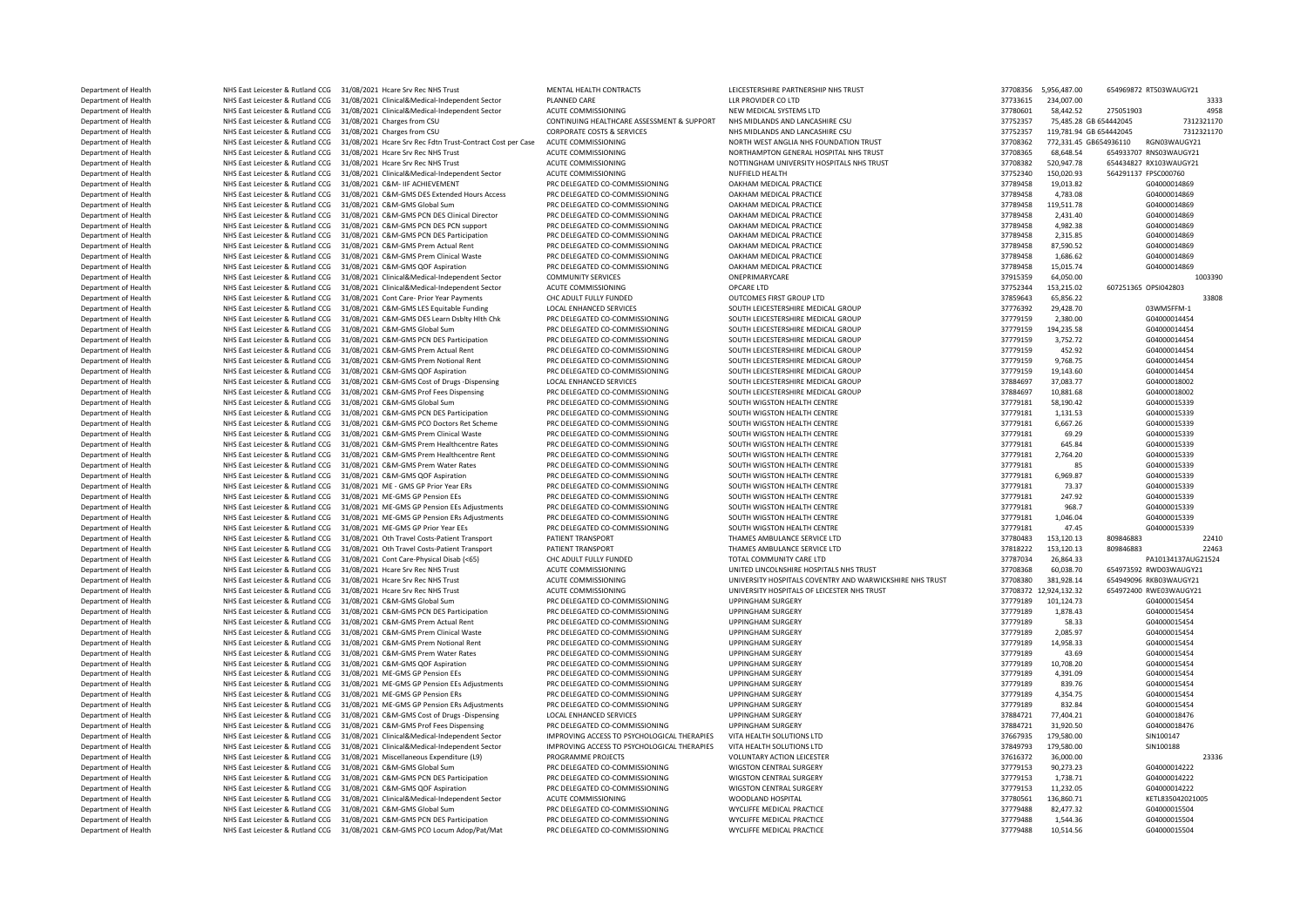| | | | | | | | | | |
|---|---|---|---|---|---|---|---|---|---|
| Department of Health | NHS East Leicester & Rutland CCG | 31/08/2021 | Hcare Srv Rec NHS Trust | MENTAL HEALTH CONTRACTS | LEICESTERSHIRE PARTNERSHIP NHS TRUST | 37708356 | 5,956,487.00 | 654969872 | RT503WAUGY21 |
| Department of Health | NHS East Leicester & Rutland CCG | 31/08/2021 | Clinical&Medical-Independent Sector | PLANNED CARE | LLR PROVIDER CO LTD | 37733615 | 234,007.00 | | 3333 |
| Department of Health | NHS East Leicester & Rutland CCG | 31/08/2021 | Clinical&Medical-Independent Sector | ACUTE COMMISSIONING | NEW MEDICAL SYSTEMS LTD | 37780601 | 58,442.52 | 275051903 | 4958 |
| Department of Health | NHS East Leicester & Rutland CCG | 31/08/2021 | Charges from CSU | CONTINUING HEALTHCARE ASSESSMENT & SUPPORT | NHS MIDLANDS AND LANCASHIRE CSU | 37752357 | 75,485.28 | GB 654442045 | 7312321170 |
| Department of Health | NHS East Leicester & Rutland CCG | 31/08/2021 | Charges from CSU | CORPORATE COSTS & SERVICES | NHS MIDLANDS AND LANCASHIRE CSU | 37752357 | 119,781.94 | GB 654442045 | 7312321170 |
| Department of Health | NHS East Leicester & Rutland CCG | 31/08/2021 | Hcare Srv Rec Fdtn Trust-Contract Cost per Case | ACUTE COMMISSIONING | NORTH WEST ANGLIA NHS FOUNDATION TRUST | 37708362 | 772,331.45 | GB654936110 | RGN03WAUGY21 |
| Department of Health | NHS East Leicester & Rutland CCG | 31/08/2021 | Hcare Srv Rec NHS Trust | ACUTE COMMISSIONING | NORTHAMPTON GENERAL HOSPITAL NHS TRUST | 37708365 | 68,648.54 | 654933707 | RNS03WAUGY21 |
| Department of Health | NHS East Leicester & Rutland CCG | 31/08/2021 | Hcare Srv Rec NHS Trust | ACUTE COMMISSIONING | NOTTINGHAM UNIVERSITY HOSPITALS NHS TRUST | 37708382 | 520,947.78 | 654434827 | RX103WAUGY21 |
| Department of Health | NHS East Leicester & Rutland CCG | 31/08/2021 | Clinical&Medical-Independent Sector | ACUTE COMMISSIONING | NUFFIELD HEALTH | 37752340 | 150,020.93 | 564291137 | FPSC000760 |
| Department of Health | NHS East Leicester & Rutland CCG | 31/08/2021 | C&M- IIF ACHIEVEMENT | PRC DELEGATED CO-COMMISSIONING | OAKHAM MEDICAL PRACTICE | 37789458 | 19,013.82 | | G04000014869 |
| Department of Health | NHS East Leicester & Rutland CCG | 31/08/2021 | C&M-GMS DES Extended Hours Access | PRC DELEGATED CO-COMMISSIONING | OAKHAM MEDICAL PRACTICE | 37789458 | 4,783.08 | | G04000014869 |
| Department of Health | NHS East Leicester & Rutland CCG | 31/08/2021 | C&M-GMS Global Sum | PRC DELEGATED CO-COMMISSIONING | OAKHAM MEDICAL PRACTICE | 37789458 | 119,511.78 | | G04000014869 |
| Department of Health | NHS East Leicester & Rutland CCG | 31/08/2021 | C&M-GMS PCN DES Clinical Director | PRC DELEGATED CO-COMMISSIONING | OAKHAM MEDICAL PRACTICE | 37789458 | 2,431.40 | | G04000014869 |
| Department of Health | NHS East Leicester & Rutland CCG | 31/08/2021 | C&M-GMS PCN DES PCN support | PRC DELEGATED CO-COMMISSIONING | OAKHAM MEDICAL PRACTICE | 37789458 | 4,982.38 | | G04000014869 |
| Department of Health | NHS East Leicester & Rutland CCG | 31/08/2021 | C&M-GMS PCN DES Participation | PRC DELEGATED CO-COMMISSIONING | OAKHAM MEDICAL PRACTICE | 37789458 | 2,315.85 | | G04000014869 |
| Department of Health | NHS East Leicester & Rutland CCG | 31/08/2021 | C&M-GMS Prem Actual Rent | PRC DELEGATED CO-COMMISSIONING | OAKHAM MEDICAL PRACTICE | 37789458 | 87,590.52 | | G04000014869 |
| Department of Health | NHS East Leicester & Rutland CCG | 31/08/2021 | C&M-GMS Prem Clinical Waste | PRC DELEGATED CO-COMMISSIONING | OAKHAM MEDICAL PRACTICE | 37789458 | 1,686.62 | | G04000014869 |
| Department of Health | NHS East Leicester & Rutland CCG | 31/08/2021 | C&M-GMS QOF Aspiration | PRC DELEGATED CO-COMMISSIONING | OAKHAM MEDICAL PRACTICE | 37789458 | 15,015.74 | | G04000014869 |
| Department of Health | NHS East Leicester & Rutland CCG | 31/08/2021 | Clinical&Medical-Independent Sector | COMMUNITY SERVICES | ONEPRIMARYCARE | 37915359 | 64,050.00 | | 1003390 |
| Department of Health | NHS East Leicester & Rutland CCG | 31/08/2021 | Clinical&Medical-Independent Sector | ACUTE COMMISSIONING | OPCARE LTD | 37752344 | 153,215.02 | 607251365 | OPSI042803 |
| Department of Health | NHS East Leicester & Rutland CCG | 31/08/2021 | Cont Care- Prior Year Payments | CHC ADULT FULLY FUNDED | OUTCOMES FIRST GROUP LTD | 37859643 | 65,856.22 | | 33808 |
| Department of Health | NHS East Leicester & Rutland CCG | 31/08/2021 | C&M-GMS LES Equitable Funding | LOCAL ENHANCED SERVICES | SOUTH LEICESTERSHIRE MEDICAL GROUP | 37776392 | 29,428.70 | | 03WM5FFM-1 |
| Department of Health | NHS East Leicester & Rutland CCG | 31/08/2021 | C&M-GMS DES Learn Dsblty Hlth Chk | PRC DELEGATED CO-COMMISSIONING | SOUTH LEICESTERSHIRE MEDICAL GROUP | 37779159 | 2,380.00 | | G04000014454 |
| Department of Health | NHS East Leicester & Rutland CCG | 31/08/2021 | C&M-GMS Global Sum | PRC DELEGATED CO-COMMISSIONING | SOUTH LEICESTERSHIRE MEDICAL GROUP | 37779159 | 194,235.58 | | G04000014454 |
| Department of Health | NHS East Leicester & Rutland CCG | 31/08/2021 | C&M-GMS PCN DES Participation | PRC DELEGATED CO-COMMISSIONING | SOUTH LEICESTERSHIRE MEDICAL GROUP | 37779159 | 3,752.72 | | G04000014454 |
| Department of Health | NHS East Leicester & Rutland CCG | 31/08/2021 | C&M-GMS Prem Actual Rent | PRC DELEGATED CO-COMMISSIONING | SOUTH LEICESTERSHIRE MEDICAL GROUP | 37779159 | 452.92 | | G04000014454 |
| Department of Health | NHS East Leicester & Rutland CCG | 31/08/2021 | C&M-GMS Prem Notional Rent | PRC DELEGATED CO-COMMISSIONING | SOUTH LEICESTERSHIRE MEDICAL GROUP | 37779159 | 9,768.75 | | G04000014454 |
| Department of Health | NHS East Leicester & Rutland CCG | 31/08/2021 | C&M-GMS QOF Aspiration | PRC DELEGATED CO-COMMISSIONING | SOUTH LEICESTERSHIRE MEDICAL GROUP | 37779159 | 19,143.60 | | G04000014454 |
| Department of Health | NHS East Leicester & Rutland CCG | 31/08/2021 | C&M-GMS Cost of Drugs -Dispensing | LOCAL ENHANCED SERVICES | SOUTH LEICESTERSHIRE MEDICAL GROUP | 37884697 | 37,083.77 | | G04000018002 |
| Department of Health | NHS East Leicester & Rutland CCG | 31/08/2021 | C&M-GMS Prof Fees Dispensing | PRC DELEGATED CO-COMMISSIONING | SOUTH LEICESTERSHIRE MEDICAL GROUP | 37884697 | 10,881.68 | | G04000018002 |
| Department of Health | NHS East Leicester & Rutland CCG | 31/08/2021 | C&M-GMS Global Sum | PRC DELEGATED CO-COMMISSIONING | SOUTH WIGSTON HEALTH CENTRE | 37779181 | 58,190.42 | | G04000015339 |
| Department of Health | NHS East Leicester & Rutland CCG | 31/08/2021 | C&M-GMS PCN DES Participation | PRC DELEGATED CO-COMMISSIONING | SOUTH WIGSTON HEALTH CENTRE | 37779181 | 1,131.53 | | G04000015339 |
| Department of Health | NHS East Leicester & Rutland CCG | 31/08/2021 | C&M-GMS PCO Doctors Ret Scheme | PRC DELEGATED CO-COMMISSIONING | SOUTH WIGSTON HEALTH CENTRE | 37779181 | 6,667.26 | | G04000015339 |
| Department of Health | NHS East Leicester & Rutland CCG | 31/08/2021 | C&M-GMS Prem Clinical Waste | PRC DELEGATED CO-COMMISSIONING | SOUTH WIGSTON HEALTH CENTRE | 37779181 | 69.29 | | G04000015339 |
| Department of Health | NHS East Leicester & Rutland CCG | 31/08/2021 | C&M-GMS Prem Healthcentre Rates | PRC DELEGATED CO-COMMISSIONING | SOUTH WIGSTON HEALTH CENTRE | 37779181 | 645.84 | | G04000015339 |
| Department of Health | NHS East Leicester & Rutland CCG | 31/08/2021 | C&M-GMS Prem Healthcentre Rent | PRC DELEGATED CO-COMMISSIONING | SOUTH WIGSTON HEALTH CENTRE | 37779181 | 2,764.20 | | G04000015339 |
| Department of Health | NHS East Leicester & Rutland CCG | 31/08/2021 | C&M-GMS Prem Water Rates | PRC DELEGATED CO-COMMISSIONING | SOUTH WIGSTON HEALTH CENTRE | 37779181 | 85 | | G04000015339 |
| Department of Health | NHS East Leicester & Rutland CCG | 31/08/2021 | C&M-GMS QOF Aspiration | PRC DELEGATED CO-COMMISSIONING | SOUTH WIGSTON HEALTH CENTRE | 37779181 | 6,969.87 | | G04000015339 |
| Department of Health | NHS East Leicester & Rutland CCG | 31/08/2021 | ME - GMS GP Prior Year ERs | PRC DELEGATED CO-COMMISSIONING | SOUTH WIGSTON HEALTH CENTRE | 37779181 | 73.37 | | G04000015339 |
| Department of Health | NHS East Leicester & Rutland CCG | 31/08/2021 | ME-GMS GP Pension EEs | PRC DELEGATED CO-COMMISSIONING | SOUTH WIGSTON HEALTH CENTRE | 37779181 | 247.92 | | G04000015339 |
| Department of Health | NHS East Leicester & Rutland CCG | 31/08/2021 | ME-GMS GP Pension EEs Adjustments | PRC DELEGATED CO-COMMISSIONING | SOUTH WIGSTON HEALTH CENTRE | 37779181 | 968.7 | | G04000015339 |
| Department of Health | NHS East Leicester & Rutland CCG | 31/08/2021 | ME-GMS GP Pension ERs Adjustments | PRC DELEGATED CO-COMMISSIONING | SOUTH WIGSTON HEALTH CENTRE | 37779181 | 1,046.04 | | G04000015339 |
| Department of Health | NHS East Leicester & Rutland CCG | 31/08/2021 | ME-GMS GP Prior Year EEs | PRC DELEGATED CO-COMMISSIONING | SOUTH WIGSTON HEALTH CENTRE | 37779181 | 47.45 | | G04000015339 |
| Department of Health | NHS East Leicester & Rutland CCG | 31/08/2021 | Oth Travel Costs-Patient Transport | PATIENT TRANSPORT | THAMES AMBULANCE SERVICE LTD | 37780483 | 153,120.13 | 809846883 | 22410 |
| Department of Health | NHS East Leicester & Rutland CCG | 31/08/2021 | Oth Travel Costs-Patient Transport | PATIENT TRANSPORT | THAMES AMBULANCE SERVICE LTD | 37818222 | 153,120.13 | 809846883 | 22463 |
| Department of Health | NHS East Leicester & Rutland CCG | 31/08/2021 | Cont Care-Physical Disab (<65) | CHC ADULT FULLY FUNDED | TOTAL COMMUNITY CARE LTD | 37787034 | 26,864.33 | | PA10134137AUG21524 |
| Department of Health | NHS East Leicester & Rutland CCG | 31/08/2021 | Hcare Srv Rec NHS Trust | ACUTE COMMISSIONING | UNITED LINCOLNSHIRE HOSPITALS NHS TRUST | 37708368 | 60,038.70 | 654973592 | RWD03WAUGY21 |
| Department of Health | NHS East Leicester & Rutland CCG | 31/08/2021 | Hcare Srv Rec NHS Trust | ACUTE COMMISSIONING | UNIVERSITY HOSPITALS COVENTRY AND WARWICKSHIRE NHS TRUST | 37708380 | 381,928.14 | 654949096 | RKB03WAUGY21 |
| Department of Health | NHS East Leicester & Rutland CCG | 31/08/2021 | Hcare Srv Rec NHS Trust | ACUTE COMMISSIONING | UNIVERSITY HOSPITALS OF LEICESTER NHS TRUST | 37708372 | 12,924,132.32 | 654972400 | RWE03WAUGY21 |
| Department of Health | NHS East Leicester & Rutland CCG | 31/08/2021 | C&M-GMS Global Sum | PRC DELEGATED CO-COMMISSIONING | UPPINGHAM SURGERY | 37779189 | 101,124.73 | | G04000015454 |
| Department of Health | NHS East Leicester & Rutland CCG | 31/08/2021 | C&M-GMS PCN DES Participation | PRC DELEGATED CO-COMMISSIONING | UPPINGHAM SURGERY | 37779189 | 1,878.43 | | G04000015454 |
| Department of Health | NHS East Leicester & Rutland CCG | 31/08/2021 | C&M-GMS Prem Actual Rent | PRC DELEGATED CO-COMMISSIONING | UPPINGHAM SURGERY | 37779189 | 58.33 | | G04000015454 |
| Department of Health | NHS East Leicester & Rutland CCG | 31/08/2021 | C&M-GMS Prem Clinical Waste | PRC DELEGATED CO-COMMISSIONING | UPPINGHAM SURGERY | 37779189 | 2,085.97 | | G04000015454 |
| Department of Health | NHS East Leicester & Rutland CCG | 31/08/2021 | C&M-GMS Prem Notional Rent | PRC DELEGATED CO-COMMISSIONING | UPPINGHAM SURGERY | 37779189 | 14,958.33 | | G04000015454 |
| Department of Health | NHS East Leicester & Rutland CCG | 31/08/2021 | C&M-GMS Prem Water Rates | PRC DELEGATED CO-COMMISSIONING | UPPINGHAM SURGERY | 37779189 | 43.69 | | G04000015454 |
| Department of Health | NHS East Leicester & Rutland CCG | 31/08/2021 | C&M-GMS QOF Aspiration | PRC DELEGATED CO-COMMISSIONING | UPPINGHAM SURGERY | 37779189 | 10,708.20 | | G04000015454 |
| Department of Health | NHS East Leicester & Rutland CCG | 31/08/2021 | ME-GMS GP Pension EEs | PRC DELEGATED CO-COMMISSIONING | UPPINGHAM SURGERY | 37779189 | 4,391.09 | | G04000015454 |
| Department of Health | NHS East Leicester & Rutland CCG | 31/08/2021 | ME-GMS GP Pension EEs Adjustments | PRC DELEGATED CO-COMMISSIONING | UPPINGHAM SURGERY | 37779189 | 839.76 | | G04000015454 |
| Department of Health | NHS East Leicester & Rutland CCG | 31/08/2021 | ME-GMS GP Pension ERs | PRC DELEGATED CO-COMMISSIONING | UPPINGHAM SURGERY | 37779189 | 4,354.75 | | G04000015454 |
| Department of Health | NHS East Leicester & Rutland CCG | 31/08/2021 | ME-GMS GP Pension ERs Adjustments | PRC DELEGATED CO-COMMISSIONING | UPPINGHAM SURGERY | 37779189 | 832.84 | | G04000015454 |
| Department of Health | NHS East Leicester & Rutland CCG | 31/08/2021 | C&M-GMS Cost of Drugs -Dispensing | LOCAL ENHANCED SERVICES | UPPINGHAM SURGERY | 37884721 | 77,404.21 | | G04000018476 |
| Department of Health | NHS East Leicester & Rutland CCG | 31/08/2021 | C&M-GMS Prof Fees Dispensing | PRC DELEGATED CO-COMMISSIONING | UPPINGHAM SURGERY | 37884721 | 31,920.50 | | G04000018476 |
| Department of Health | NHS East Leicester & Rutland CCG | 31/08/2021 | Clinical&Medical-Independent Sector | IMPROVING ACCESS TO PSYCHOLOGICAL THERAPIES | VITA HEALTH SOLUTIONS LTD | 37667935 | 179,580.00 | | SIN100147 |
| Department of Health | NHS East Leicester & Rutland CCG | 31/08/2021 | Clinical&Medical-Independent Sector | IMPROVING ACCESS TO PSYCHOLOGICAL THERAPIES | VITA HEALTH SOLUTIONS LTD | 37849793 | 179,580.00 | | SIN100188 |
| Department of Health | NHS East Leicester & Rutland CCG | 31/08/2021 | Miscellaneous Expenditure (L9) | PROGRAMME PROJECTS | VOLUNTARY ACTION LEICESTER | 37616372 | 36,000.00 | | 23336 |
| Department of Health | NHS East Leicester & Rutland CCG | 31/08/2021 | C&M-GMS Global Sum | PRC DELEGATED CO-COMMISSIONING | WIGSTON CENTRAL SURGERY | 37779153 | 90,273.23 | | G04000014222 |
| Department of Health | NHS East Leicester & Rutland CCG | 31/08/2021 | C&M-GMS PCN DES Participation | PRC DELEGATED CO-COMMISSIONING | WIGSTON CENTRAL SURGERY | 37779153 | 1,738.71 | | G04000014222 |
| Department of Health | NHS East Leicester & Rutland CCG | 31/08/2021 | C&M-GMS QOF Aspiration | PRC DELEGATED CO-COMMISSIONING | WIGSTON CENTRAL SURGERY | 37779153 | 11,232.05 | | G04000014222 |
| Department of Health | NHS East Leicester & Rutland CCG | 31/08/2021 | Clinical&Medical-Independent Sector | ACUTE COMMISSIONING | WOODLAND HOSPITAL | 37780561 | 136,860.71 | | KETL835042021005 |
| Department of Health | NHS East Leicester & Rutland CCG | 31/08/2021 | C&M-GMS Global Sum | PRC DELEGATED CO-COMMISSIONING | WYCLIFFE MEDICAL PRACTICE | 37779488 | 82,477.32 | | G04000015504 |
| Department of Health | NHS East Leicester & Rutland CCG | 31/08/2021 | C&M-GMS PCN DES Participation | PRC DELEGATED CO-COMMISSIONING | WYCLIFFE MEDICAL PRACTICE | 37779488 | 1,544.36 | | G04000015504 |
| Department of Health | NHS East Leicester & Rutland CCG | 31/08/2021 | C&M-GMS PCO Locum Adop/Pat/Mat | PRC DELEGATED CO-COMMISSIONING | WYCLIFFE MEDICAL PRACTICE | 37779488 | 10,514.56 | | G04000015504 |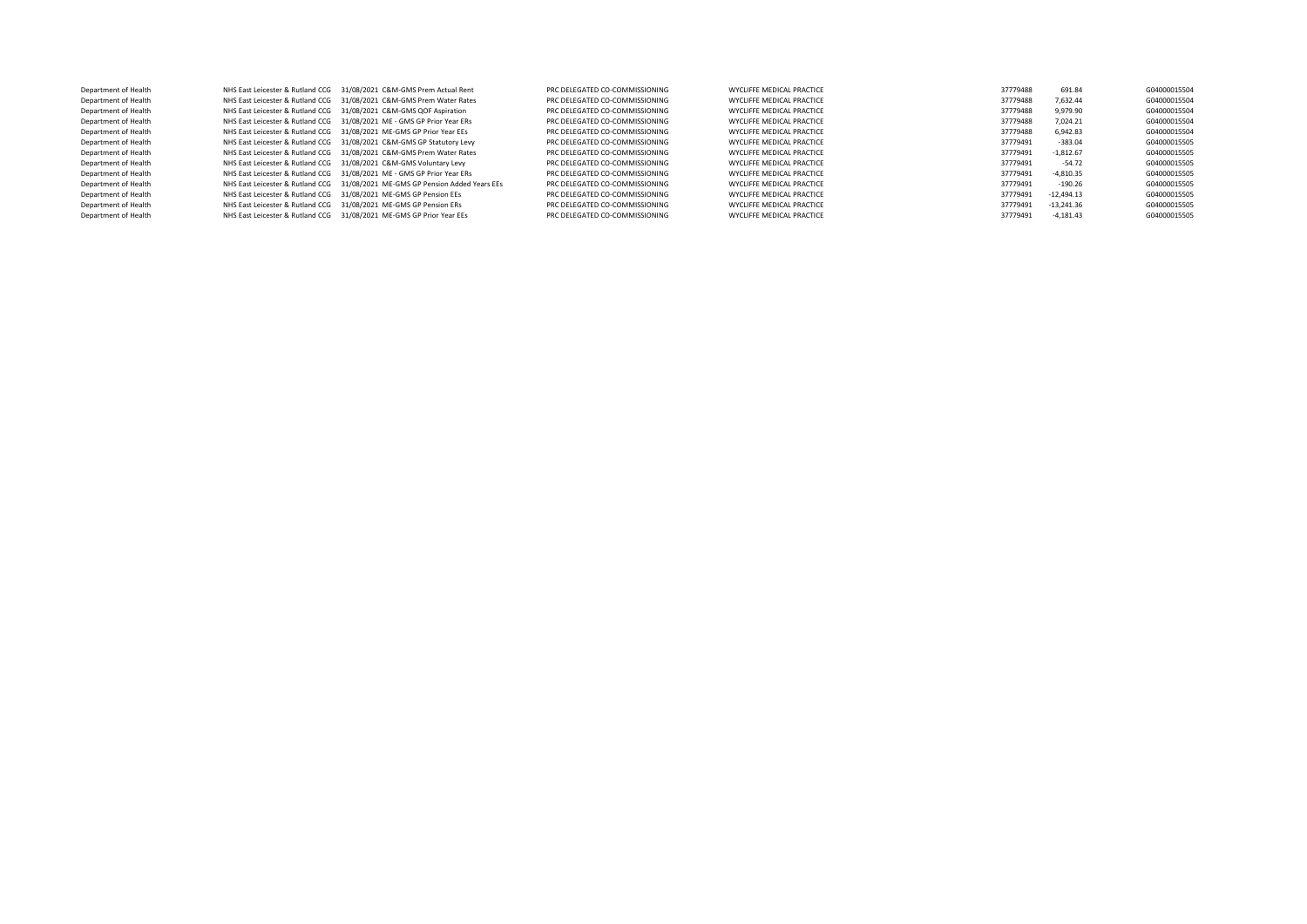| | | | | | | | | |
|---|---|---|---|---|---|---|---|---|
| Department of Health | NHS East Leicester & Rutland CCG | 31/08/2021 | C&M-GMS Prem Actual Rent | PRC DELEGATED CO-COMMISSIONING | WYCLIFFE MEDICAL PRACTICE | 37779488 | 691.84 | G04000015504 |
| Department of Health | NHS East Leicester & Rutland CCG | 31/08/2021 | C&M-GMS Prem Water Rates | PRC DELEGATED CO-COMMISSIONING | WYCLIFFE MEDICAL PRACTICE | 37779488 | 7,632.44 | G04000015504 |
| Department of Health | NHS East Leicester & Rutland CCG | 31/08/2021 | C&M-GMS QOF Aspiration | PRC DELEGATED CO-COMMISSIONING | WYCLIFFE MEDICAL PRACTICE | 37779488 | 9,979.90 | G04000015504 |
| Department of Health | NHS East Leicester & Rutland CCG | 31/08/2021 | ME - GMS GP Prior Year ERs | PRC DELEGATED CO-COMMISSIONING | WYCLIFFE MEDICAL PRACTICE | 37779488 | 7,024.21 | G04000015504 |
| Department of Health | NHS East Leicester & Rutland CCG | 31/08/2021 | ME-GMS GP Prior Year EEs | PRC DELEGATED CO-COMMISSIONING | WYCLIFFE MEDICAL PRACTICE | 37779488 | 6,942.83 | G04000015504 |
| Department of Health | NHS East Leicester & Rutland CCG | 31/08/2021 | C&M-GMS GP Statutory Levy | PRC DELEGATED CO-COMMISSIONING | WYCLIFFE MEDICAL PRACTICE | 37779491 | -383.04 | G04000015505 |
| Department of Health | NHS East Leicester & Rutland CCG | 31/08/2021 | C&M-GMS Prem Water Rates | PRC DELEGATED CO-COMMISSIONING | WYCLIFFE MEDICAL PRACTICE | 37779491 | -1,812.67 | G04000015505 |
| Department of Health | NHS East Leicester & Rutland CCG | 31/08/2021 | C&M-GMS Voluntary Levy | PRC DELEGATED CO-COMMISSIONING | WYCLIFFE MEDICAL PRACTICE | 37779491 | -54.72 | G04000015505 |
| Department of Health | NHS East Leicester & Rutland CCG | 31/08/2021 | ME - GMS GP Prior Year ERs | PRC DELEGATED CO-COMMISSIONING | WYCLIFFE MEDICAL PRACTICE | 37779491 | -4,810.35 | G04000015505 |
| Department of Health | NHS East Leicester & Rutland CCG | 31/08/2021 | ME-GMS GP Pension Added Years EEs | PRC DELEGATED CO-COMMISSIONING | WYCLIFFE MEDICAL PRACTICE | 37779491 | -190.26 | G04000015505 |
| Department of Health | NHS East Leicester & Rutland CCG | 31/08/2021 | ME-GMS GP Pension EEs | PRC DELEGATED CO-COMMISSIONING | WYCLIFFE MEDICAL PRACTICE | 37779491 | -12,494.13 | G04000015505 |
| Department of Health | NHS East Leicester & Rutland CCG | 31/08/2021 | ME-GMS GP Pension ERs | PRC DELEGATED CO-COMMISSIONING | WYCLIFFE MEDICAL PRACTICE | 37779491 | -13,241.36 | G04000015505 |
| Department of Health | NHS East Leicester & Rutland CCG | 31/08/2021 | ME-GMS GP Prior Year EEs | PRC DELEGATED CO-COMMISSIONING | WYCLIFFE MEDICAL PRACTICE | 37779491 | -4,181.43 | G04000015505 |